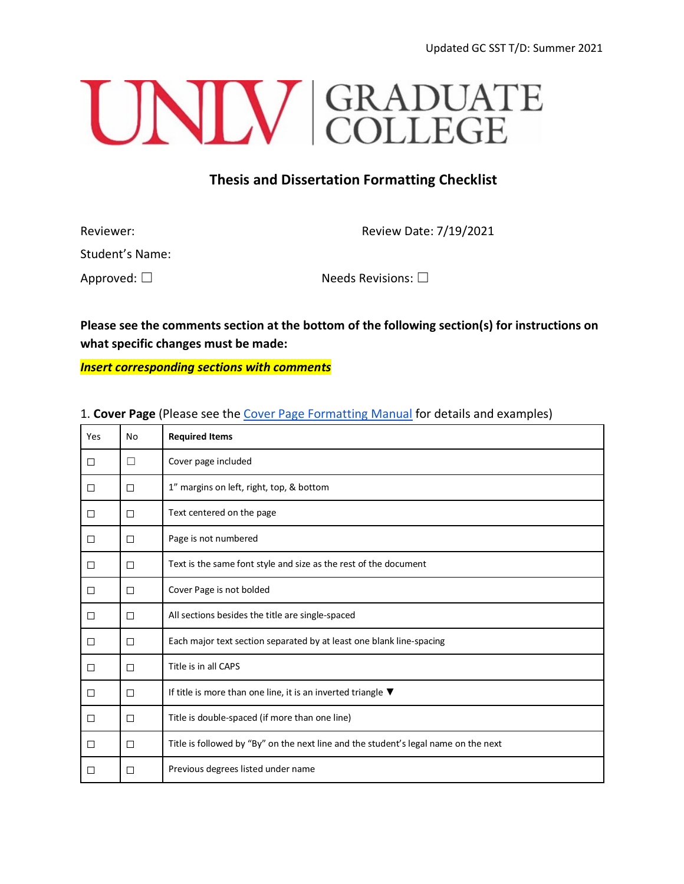Updated GC SST T/D: Summer 2021

UNLV | GRADUATE COLLEGE

## Thesis and Dissertation Formatting Checklist

Reviewer: Review Date: 7/19/2021

Student's Name:

Approved: ☐ Needs Revisions: ☐

**Please see the comments section at the bottom of the following section(s) for instructions on what specific changes must be made:**

***Insert corresponding sections with comments***

1. **Cover Page** (Please see the Cover Page Formatting Manual for details and examples)

| Yes | No | **Required Items** |
|---|---|---|
| ☐ | ☐ | Cover page included |
| ☐ | ☐ | 1" margins on left, right, top, & bottom |
| ☐ | ☐ | Text centered on the page |
| ☐ | ☐ | Page is not numbered |
| ☐ | ☐ | Text is the same font style and size as the rest of the document |
| ☐ | ☐ | Cover Page is not bolded |
| ☐ | ☐ | All sections besides the title are single-spaced |
| ☐ | ☐ | Each major text section separated by at least one blank line-spacing |
| ☐ | ☐ | Title is in all CAPS |
| ☐ | ☐ | If title is more than one line, it is an inverted triangle ▼ |
| ☐ | ☐ | Title is double-spaced (if more than one line) |
| ☐ | ☐ | Title is followed by "By" on the next line and the student's legal name on the next |
| ☐ | ☐ | Previous degrees listed under name |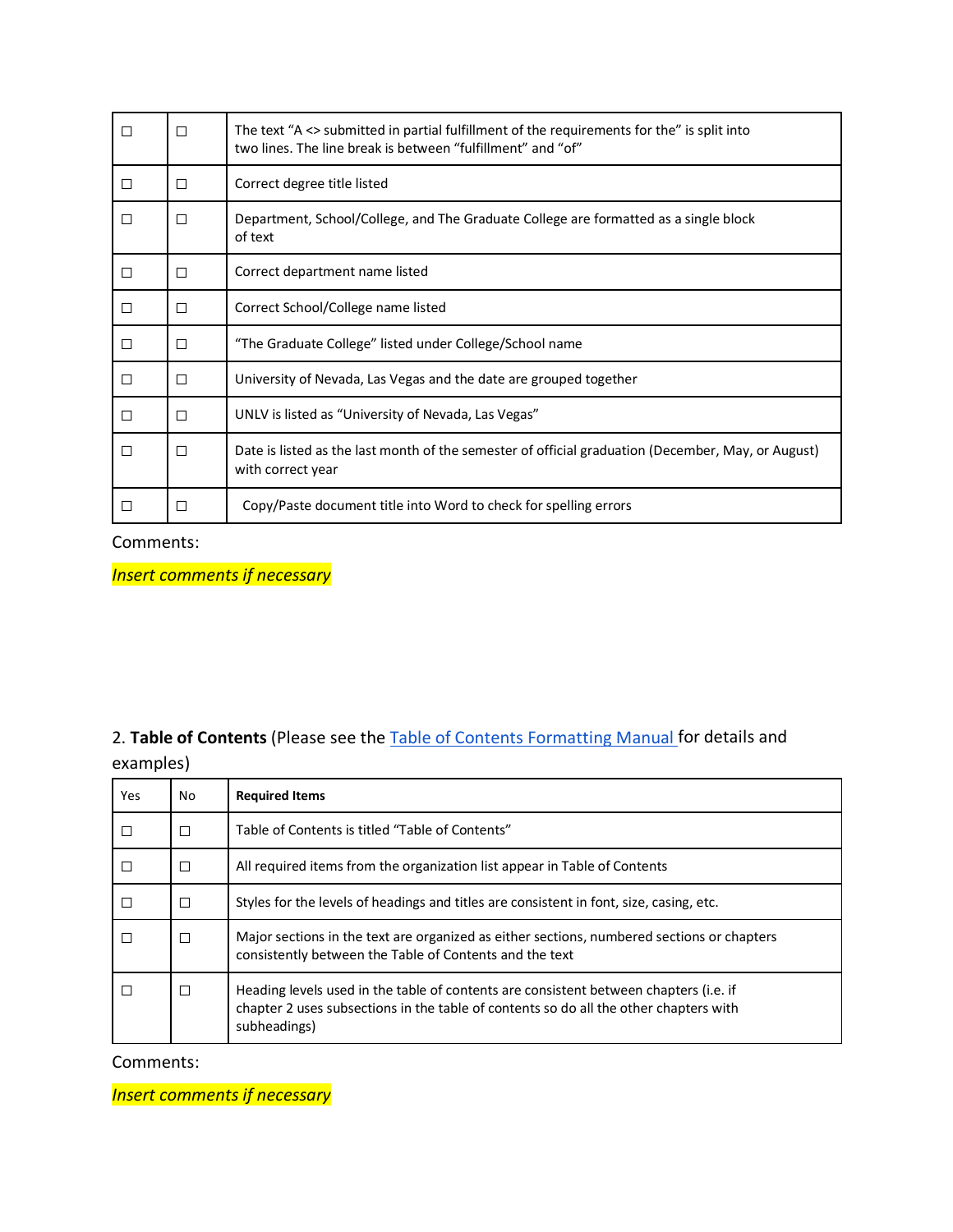| | | |
|---|---|---|
| ☐ | ☐ | The text “A <> submitted in partial fulfillment of the requirements for the” is split into two lines. The line break is between “fulfillment” and “of” |
| ☐ | ☐ | Correct degree title listed |
| ☐ | ☐ | Department, School/College, and The Graduate College are formatted as a single block of text |
| ☐ | ☐ | Correct department name listed |
| ☐ | ☐ | Correct School/College name listed |
| ☐ | ☐ | “The Graduate College” listed under College/School name |
| ☐ | ☐ | University of Nevada, Las Vegas and the date are grouped together |
| ☐ | ☐ | UNLV is listed as “University of Nevada, Las Vegas” |
| ☐ | ☐ | Date is listed as the last month of the semester of official graduation (December, May, or August) with correct year |
| ☐ | ☐ | Copy/Paste document title into Word to check for spelling errors |

Comments:

*Insert comments if necessary*

2. **Table of Contents** (Please see the [Table of Contents Formatting Manual](#) for details and examples)

| Yes | No | **Required Items** |
|---|---|---|
| ☐ | ☐ | Table of Contents is titled “Table of Contents” |
| ☐ | ☐ | All required items from the organization list appear in Table of Contents |
| ☐ | ☐ | Styles for the levels of headings and titles are consistent in font, size, casing, etc. |
| ☐ | ☐ | Major sections in the text are organized as either sections, numbered sections or chapters consistently between the Table of Contents and the text |
| ☐ | ☐ | Heading levels used in the table of contents are consistent between chapters (i.e. if chapter 2 uses subsections in the table of contents so do all the other chapters with subheadings) |

Comments:

*Insert comments if necessary*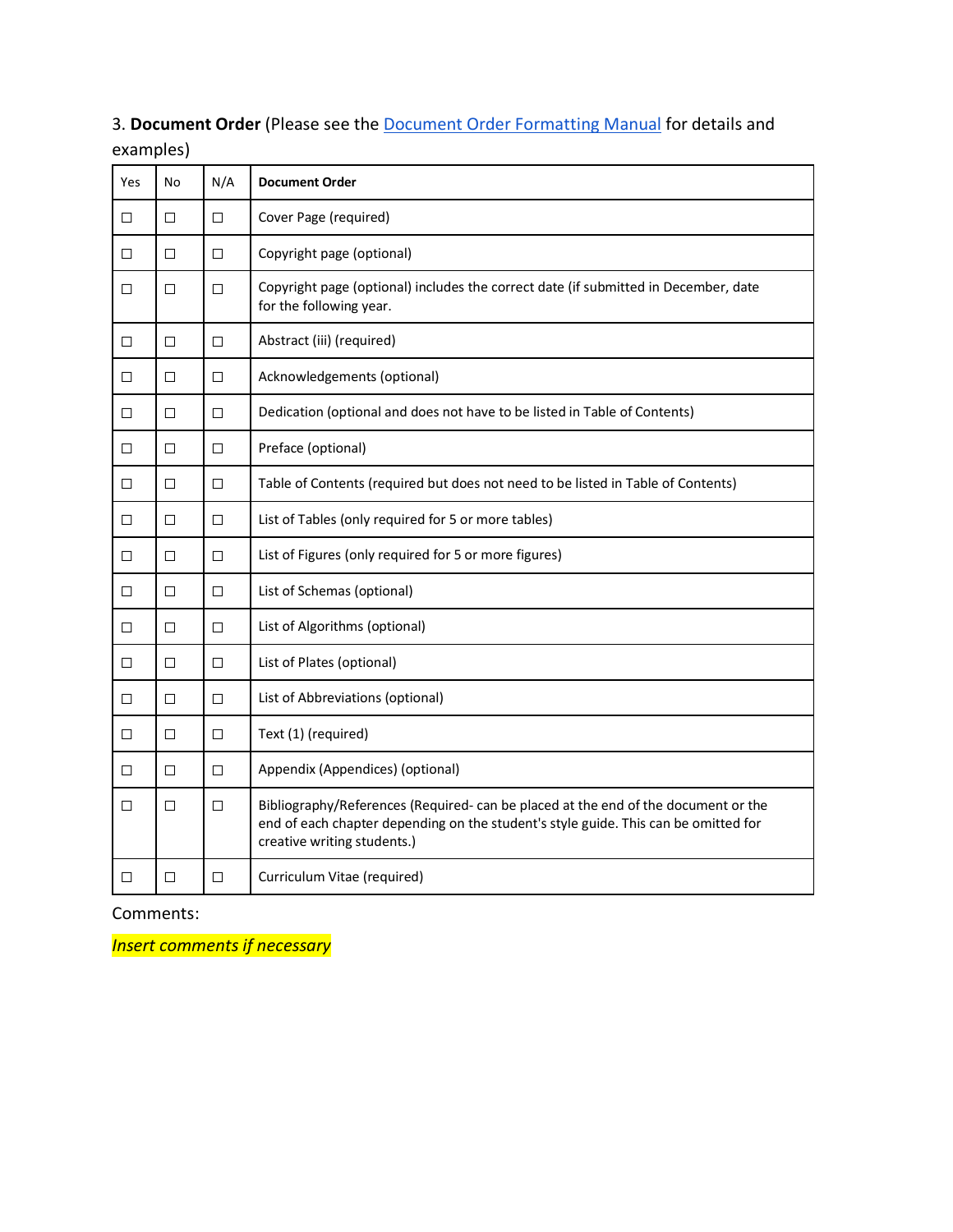3. **Document Order** (Please see the [Document Order Formatting Manual] for details and examples)

| Yes | No | N/A | **Document Order** |
|---|---|---|---|
| ☐ | ☐ | ☐ | Cover Page (required) |
| ☐ | ☐ | ☐ | Copyright page (optional) |
| ☐ | ☐ | ☐ | Copyright page (optional) includes the correct date (if submitted in December, date for the following year. |
| ☐ | ☐ | ☐ | Abstract (iii) (required) |
| ☐ | ☐ | ☐ | Acknowledgements (optional) |
| ☐ | ☐ | ☐ | Dedication (optional and does not have to be listed in Table of Contents) |
| ☐ | ☐ | ☐ | Preface (optional) |
| ☐ | ☐ | ☐ | Table of Contents (required but does not need to be listed in Table of Contents) |
| ☐ | ☐ | ☐ | List of Tables (only required for 5 or more tables) |
| ☐ | ☐ | ☐ | List of Figures (only required for 5 or more figures) |
| ☐ | ☐ | ☐ | List of Schemas (optional) |
| ☐ | ☐ | ☐ | List of Algorithms (optional) |
| ☐ | ☐ | ☐ | List of Plates (optional) |
| ☐ | ☐ | ☐ | List of Abbreviations (optional) |
| ☐ | ☐ | ☐ | Text (1) (required) |
| ☐ | ☐ | ☐ | Appendix (Appendices) (optional) |
| ☐ | ☐ | ☐ | Bibliography/References (Required- can be placed at the end of the document or the end of each chapter depending on the student's style guide. This can be omitted for creative writing students.) |
| ☐ | ☐ | ☐ | Curriculum Vitae (required) |

Comments:

*Insert comments if necessary*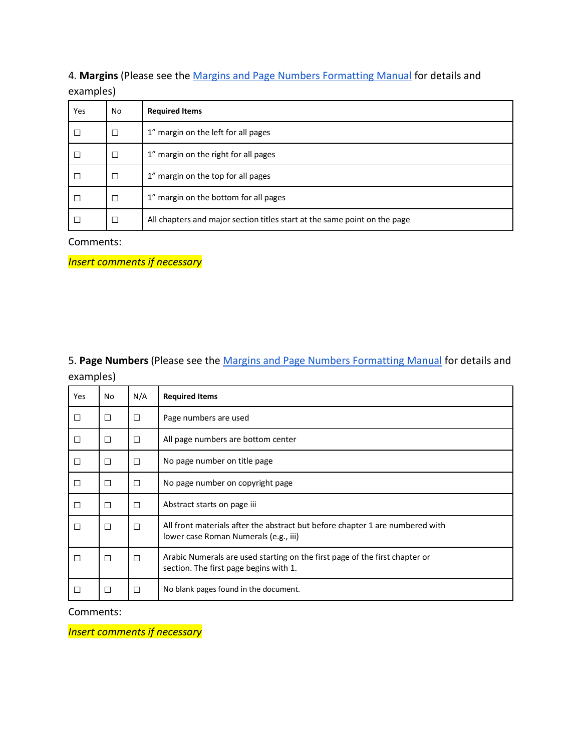4. **Margins** (Please see the [Margins and Page Numbers Formatting Manual] for details and examples)

| Yes | No | **Required Items** |
|---|---|---|
| ☐ | ☐ | 1" margin on the left for all pages |
| ☐ | ☐ | 1" margin on the right for all pages |
| ☐ | ☐ | 1" margin on the top for all pages |
| ☐ | ☐ | 1" margin on the bottom for all pages |
| ☐ | ☐ | All chapters and major section titles start at the same point on the page |

Comments:

*Insert comments if necessary*

5. **Page Numbers** (Please see the [Margins and Page Numbers Formatting Manual] for details and examples)

| Yes | No | N/A | **Required Items** |
|---|---|---|---|
| ☐ | ☐ | ☐ | Page numbers are used |
| ☐ | ☐ | ☐ | All page numbers are bottom center |
| ☐ | ☐ | ☐ | No page number on title page |
| ☐ | ☐ | ☐ | No page number on copyright page |
| ☐ | ☐ | ☐ | Abstract starts on page iii |
| ☐ | ☐ | ☐ | All front materials after the abstract but before chapter 1 are numbered with lower case Roman Numerals (e.g., iii) |
| ☐ | ☐ | ☐ | Arabic Numerals are used starting on the first page of the first chapter or section. The first page begins with 1. |
| ☐ | ☐ | ☐ | No blank pages found in the document. |

Comments:

*Insert comments if necessary*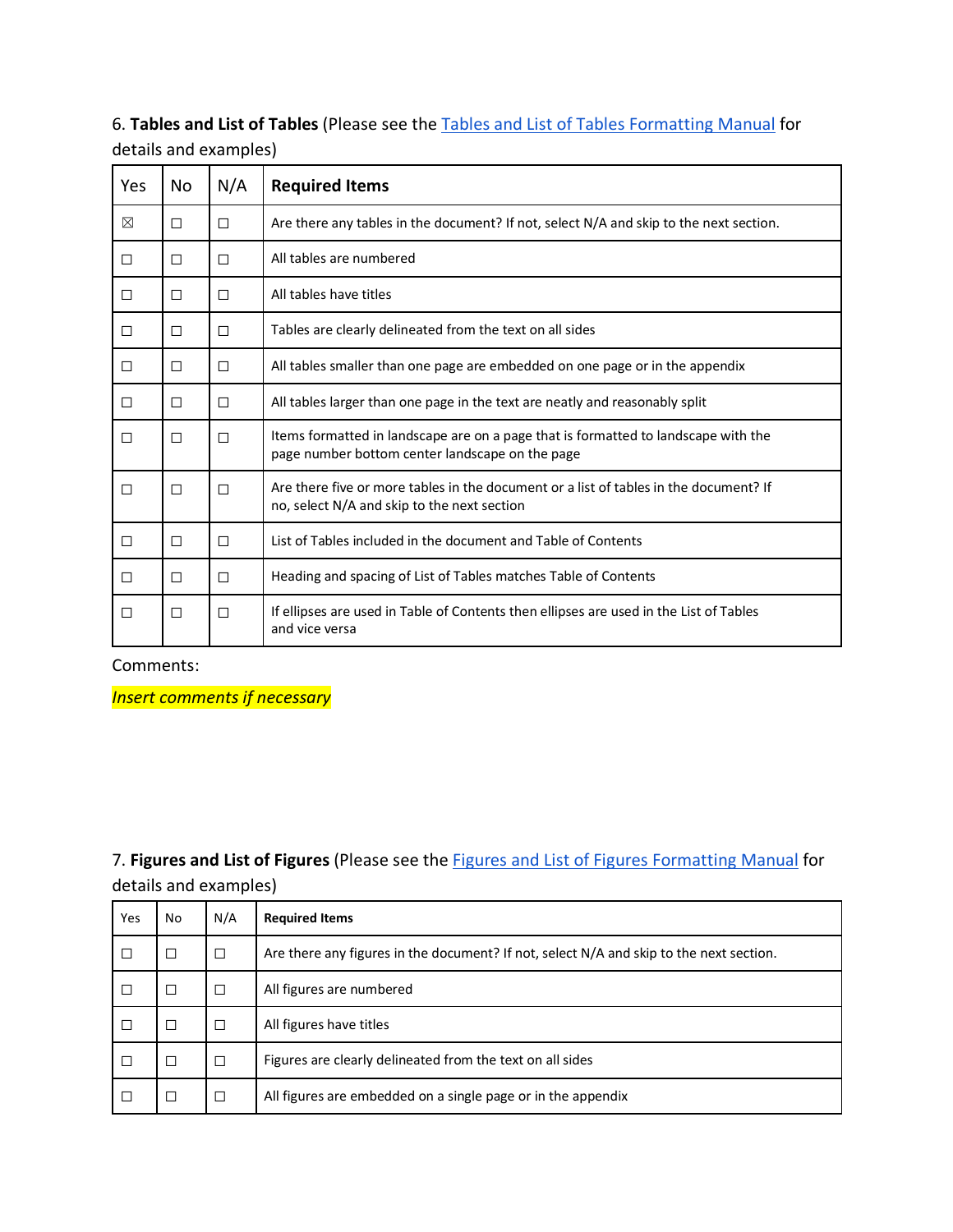6. **Tables and List of Tables** (Please see the Tables and List of Tables Formatting Manual for details and examples)

| Yes | No | N/A | **Required Items** |
|---|---|---|---|
| ☒ | ☐ | ☐ | Are there any tables in the document? If not, select N/A and skip to the next section. |
| ☐ | ☐ | ☐ | All tables are numbered |
| ☐ | ☐ | ☐ | All tables have titles |
| ☐ | ☐ | ☐ | Tables are clearly delineated from the text on all sides |
| ☐ | ☐ | ☐ | All tables smaller than one page are embedded on one page or in the appendix |
| ☐ | ☐ | ☐ | All tables larger than one page in the text are neatly and reasonably split |
| ☐ | ☐ | ☐ | Items formatted in landscape are on a page that is formatted to landscape with the page number bottom center landscape on the page |
| ☐ | ☐ | ☐ | Are there five or more tables in the document or a list of tables in the document? If no, select N/A and skip to the next section |
| ☐ | ☐ | ☐ | List of Tables included in the document and Table of Contents |
| ☐ | ☐ | ☐ | Heading and spacing of List of Tables matches Table of Contents |
| ☐ | ☐ | ☐ | If ellipses are used in Table of Contents then ellipses are used in the List of Tables and vice versa |

Comments:

*Insert comments if necessary*

7. **Figures and List of Figures** (Please see the Figures and List of Figures Formatting Manual for details and examples)

| Yes | No | N/A | **Required Items** |
|---|---|---|---|
| ☐ | ☐ | ☐ | Are there any figures in the document? If not, select N/A and skip to the next section. |
| ☐ | ☐ | ☐ | All figures are numbered |
| ☐ | ☐ | ☐ | All figures have titles |
| ☐ | ☐ | ☐ | Figures are clearly delineated from the text on all sides |
| ☐ | ☐ | ☐ | All figures are embedded on a single page or in the appendix |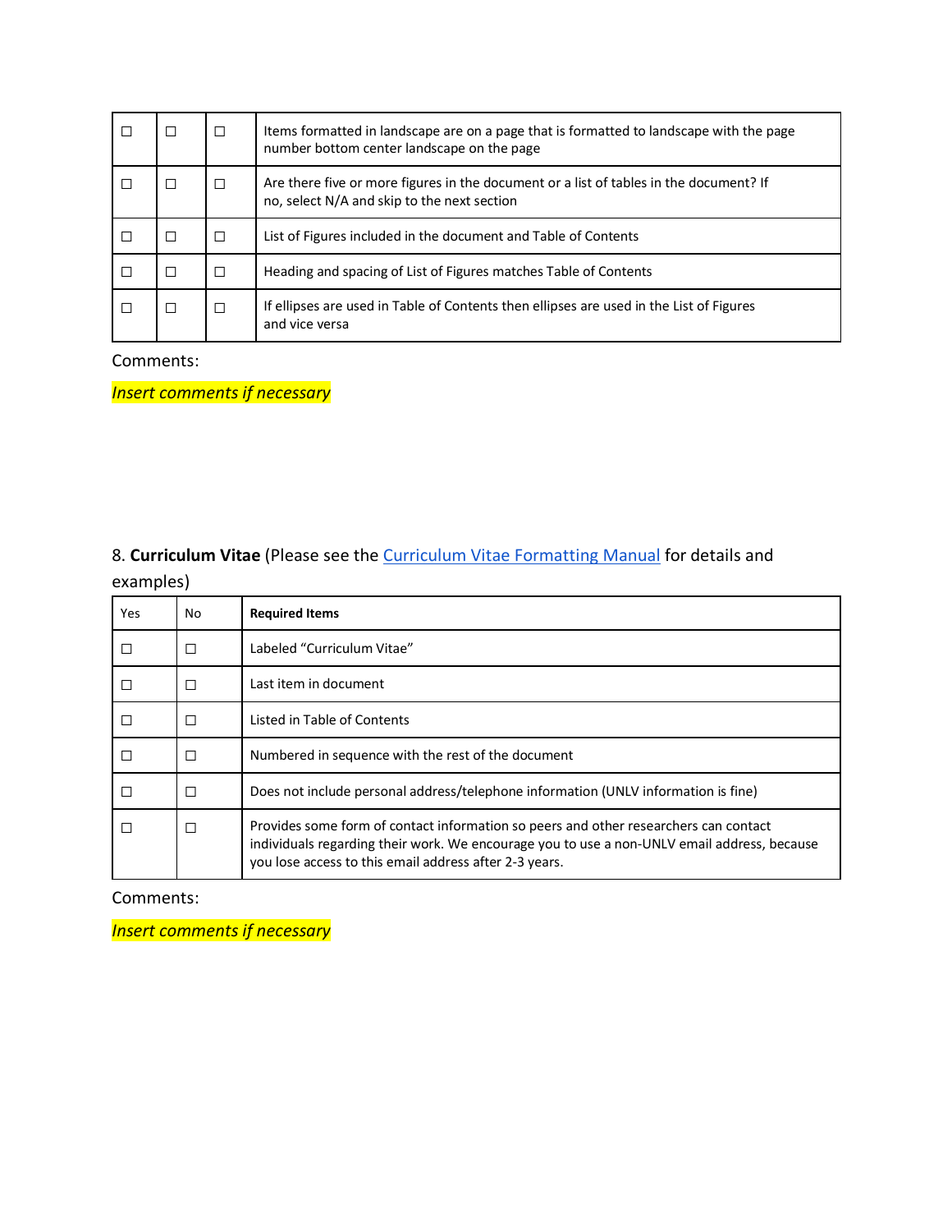| | | | |
|---|---|---|---|
| ☐ | ☐ | ☐ | Items formatted in landscape are on a page that is formatted to landscape with the page number bottom center landscape on the page |
| ☐ | ☐ | ☐ | Are there five or more figures in the document or a list of tables in the document? If no, select N/A and skip to the next section |
| ☐ | ☐ | ☐ | List of Figures included in the document and Table of Contents |
| ☐ | ☐ | ☐ | Heading and spacing of List of Figures matches Table of Contents |
| ☐ | ☐ | ☐ | If ellipses are used in Table of Contents then ellipses are used in the List of Figures and vice versa |

Comments:

*Insert comments if necessary*

8. **Curriculum Vitae** (Please see the [Curriculum Vitae Formatting Manual]() for details and examples)

| Yes | No | **Required Items** |
|---|---|---|
| ☐ | ☐ | Labeled “Curriculum Vitae” |
| ☐ | ☐ | Last item in document |
| ☐ | ☐ | Listed in Table of Contents |
| ☐ | ☐ | Numbered in sequence with the rest of the document |
| ☐ | ☐ | Does not include personal address/telephone information (UNLV information is fine) |
| ☐ | ☐ | Provides some form of contact information so peers and other researchers can contact individuals regarding their work. We encourage you to use a non-UNLV email address, because you lose access to this email address after 2-3 years. |

Comments:

*Insert comments if necessary*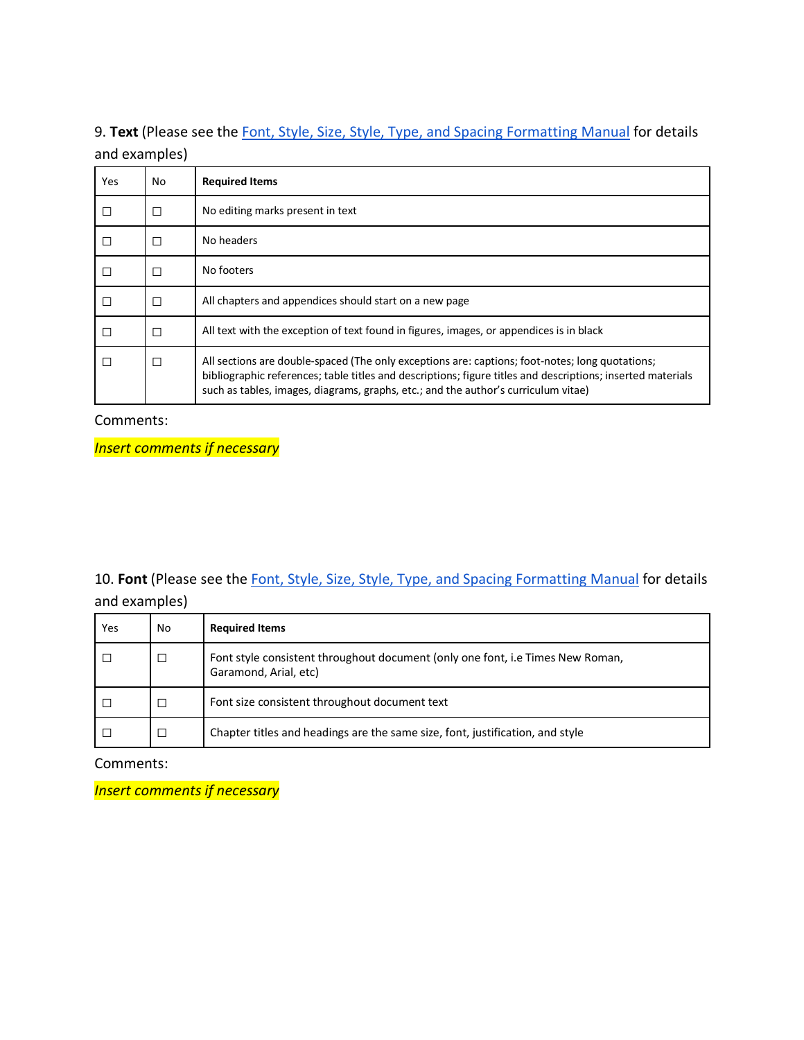9. **Text** (Please see the [Font, Style, Size, Style, Type, and Spacing Formatting Manual]() for details and examples)

| Yes | No | **Required Items** |
|---|---|---|
| ☐ | ☐ | No editing marks present in text |
| ☐ | ☐ | No headers |
| ☐ | ☐ | No footers |
| ☐ | ☐ | All chapters and appendices should start on a new page |
| ☐ | ☐ | All text with the exception of text found in figures, images, or appendices is in black |
| ☐ | ☐ | All sections are double-spaced (The only exceptions are: captions; foot-notes; long quotations; bibliographic references; table titles and descriptions; figure titles and descriptions; inserted materials such as tables, images, diagrams, graphs, etc.; and the author's curriculum vitae) |

Comments:

*Insert comments if necessary*

10. **Font** (Please see the [Font, Style, Size, Style, Type, and Spacing Formatting Manual]() for details and examples)

| Yes | No | **Required Items** |
|---|---|---|
| ☐ | ☐ | Font style consistent throughout document (only one font, i.e Times New Roman, Garamond, Arial, etc) |
| ☐ | ☐ | Font size consistent throughout document text |
| ☐ | ☐ | Chapter titles and headings are the same size, font, justification, and style |

Comments:

*Insert comments if necessary*